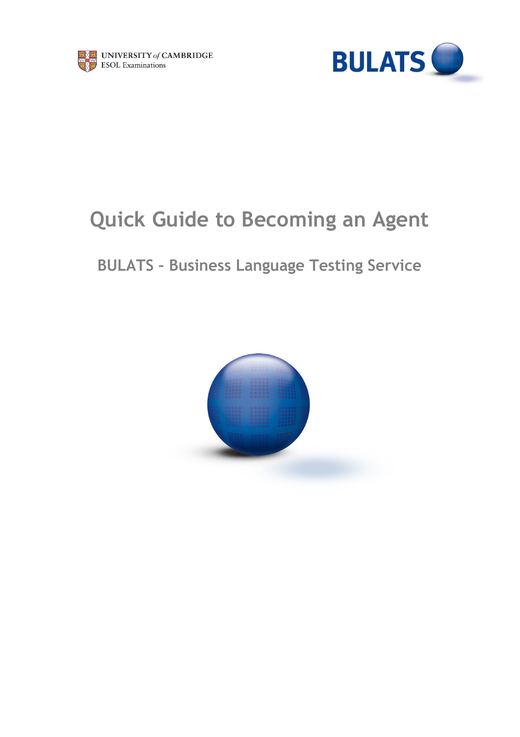UNIVERSITY of CAMBRIDGE
ESOL Examinations

BULATS

# Quick Guide to Becoming an Agent

## BULATS – Business Language Testing Service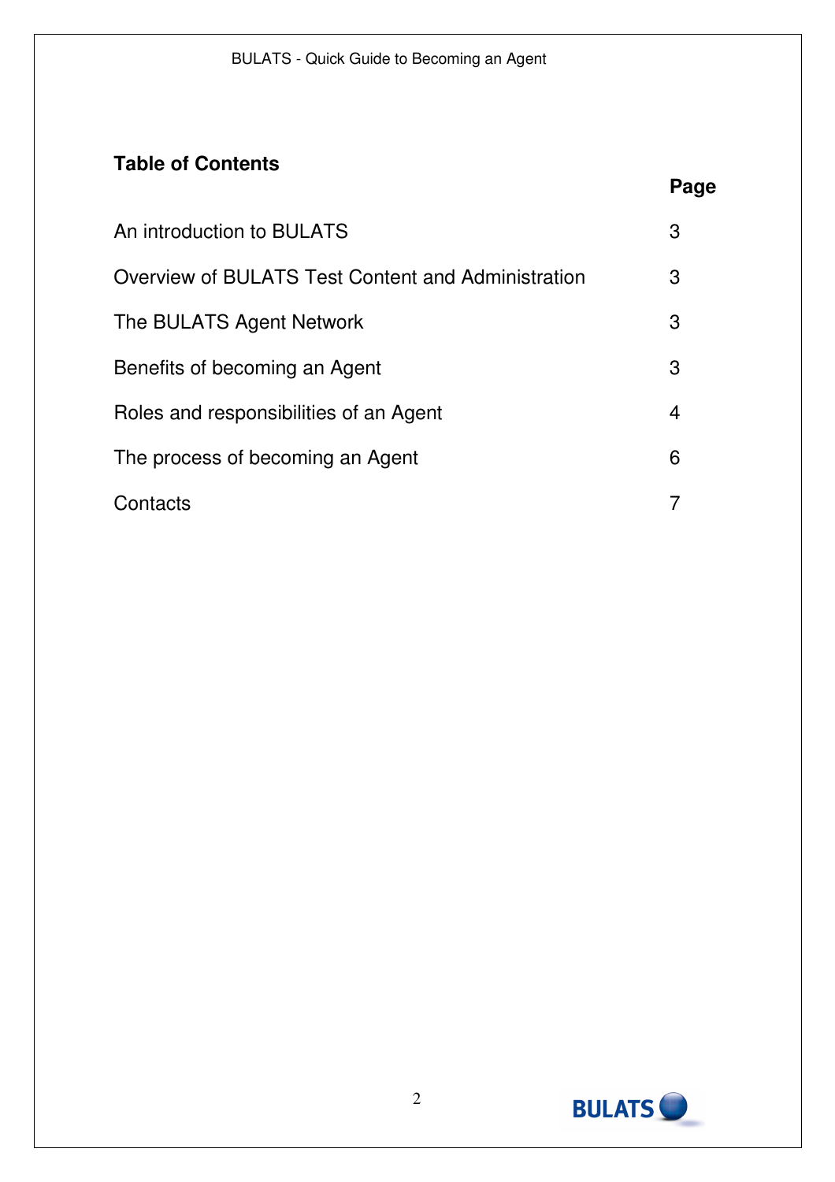**Table of Contents**

| | Page |
|---|---|
| An introduction to BULATS | 3 |
| Overview of BULATS Test Content and Administration | 3 |
| The BULATS Agent Network | 3 |
| Benefits of becoming an Agent | 3 |
| Roles and responsibilities of an Agent | 4 |
| The process of becoming an Agent | 6 |
| Contacts | 7 |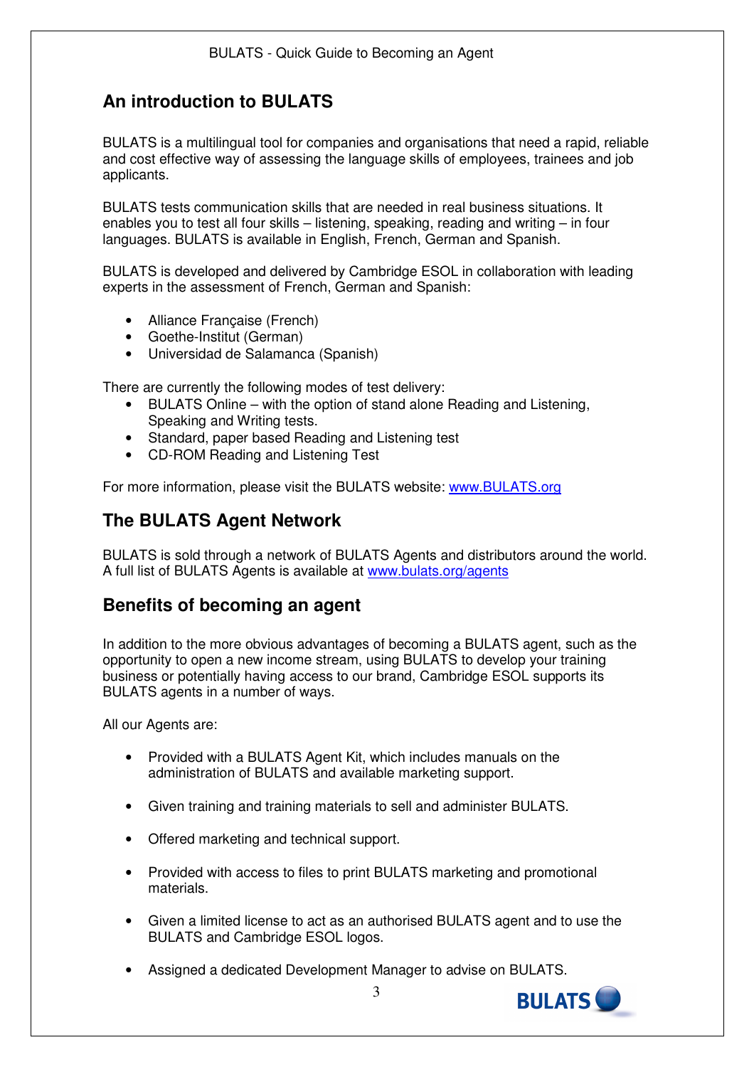## An introduction to BULATS

BULATS is a multilingual tool for companies and organisations that need a rapid, reliable and cost effective way of assessing the language skills of employees, trainees and job applicants.

BULATS tests communication skills that are needed in real business situations. It enables you to test all four skills – listening, speaking, reading and writing – in four languages. BULATS is available in English, French, German and Spanish.

BULATS is developed and delivered by Cambridge ESOL in collaboration with leading experts in the assessment of French, German and Spanish:

- Alliance Française (French)
- Goethe-Institut (German)
- Universidad de Salamanca (Spanish)

There are currently the following modes of test delivery:

- BULATS Online – with the option of stand alone Reading and Listening, Speaking and Writing tests.
- Standard, paper based Reading and Listening test
- CD-ROM Reading and Listening Test

For more information, please visit the BULATS website: www.BULATS.org

## The BULATS Agent Network

BULATS is sold through a network of BULATS Agents and distributors around the world. A full list of BULATS Agents is available at www.bulats.org/agents

## Benefits of becoming an agent

In addition to the more obvious advantages of becoming a BULATS agent, such as the opportunity to open a new income stream, using BULATS to develop your training business or potentially having access to our brand, Cambridge ESOL supports its BULATS agents in a number of ways.

All our Agents are:

- Provided with a BULATS Agent Kit, which includes manuals on the administration of BULATS and available marketing support.
- Given training and training materials to sell and administer BULATS.
- Offered marketing and technical support.
- Provided with access to files to print BULATS marketing and promotional materials.
- Given a limited license to act as an authorised BULATS agent and to use the BULATS and Cambridge ESOL logos.
- Assigned a dedicated Development Manager to advise on BULATS.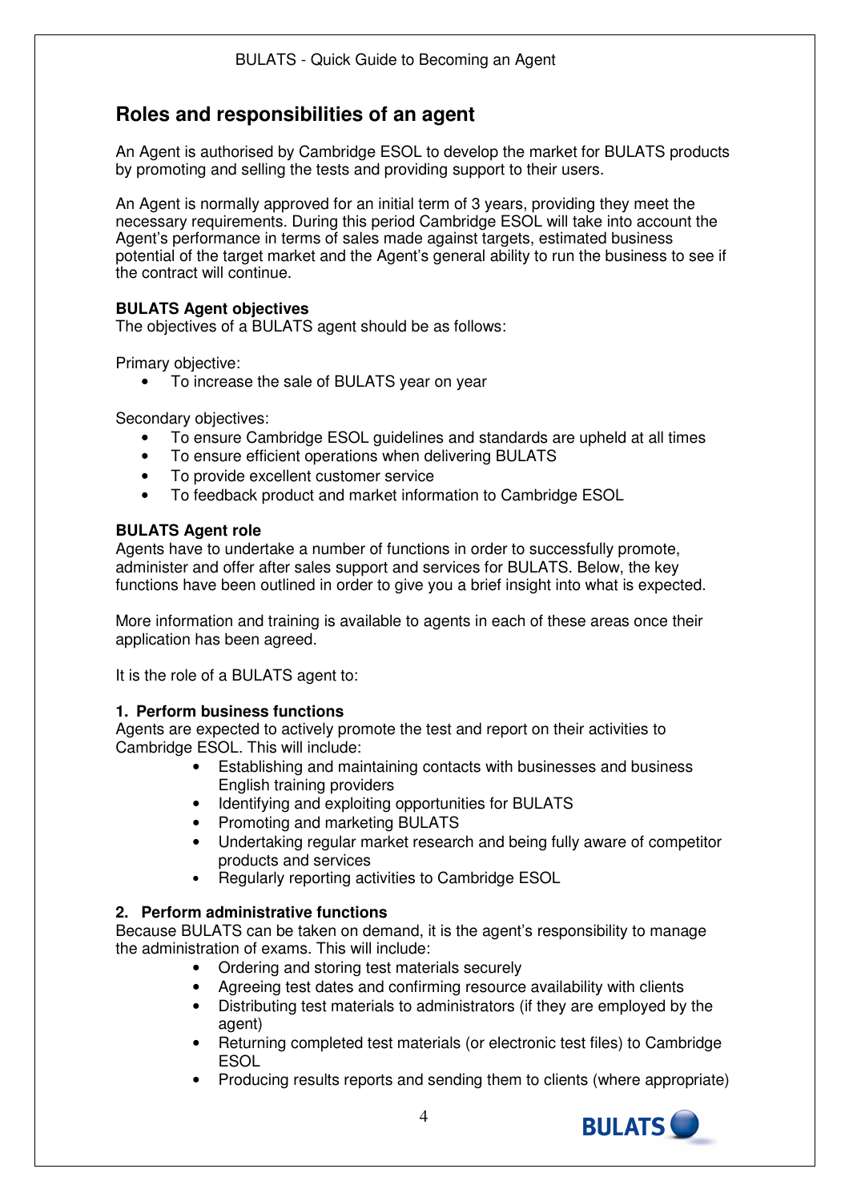## Roles and responsibilities of an agent

An Agent is authorised by Cambridge ESOL to develop the market for BULATS products by promoting and selling the tests and providing support to their users.

An Agent is normally approved for an initial term of 3 years, providing they meet the necessary requirements. During this period Cambridge ESOL will take into account the Agent's performance in terms of sales made against targets, estimated business potential of the target market and the Agent's general ability to run the business to see if the contract will continue.

**BULATS Agent objectives**

The objectives of a BULATS agent should be as follows:

Primary objective:

- To increase the sale of BULATS year on year

Secondary objectives:

- To ensure Cambridge ESOL guidelines and standards are upheld at all times
- To ensure efficient operations when delivering BULATS
- To provide excellent customer service
- To feedback product and market information to Cambridge ESOL

**BULATS Agent role**

Agents have to undertake a number of functions in order to successfully promote, administer and offer after sales support and services for BULATS. Below, the key functions have been outlined in order to give you a brief insight into what is expected.

More information and training is available to agents in each of these areas once their application has been agreed.

It is the role of a BULATS agent to:

**1. Perform business functions**

Agents are expected to actively promote the test and report on their activities to Cambridge ESOL. This will include:

- Establishing and maintaining contacts with businesses and business English training providers
- Identifying and exploiting opportunities for BULATS
- Promoting and marketing BULATS
- Undertaking regular market research and being fully aware of competitor products and services
- Regularly reporting activities to Cambridge ESOL

**2. Perform administrative functions**

Because BULATS can be taken on demand, it is the agent's responsibility to manage the administration of exams. This will include:

- Ordering and storing test materials securely
- Agreeing test dates and confirming resource availability with clients
- Distributing test materials to administrators (if they are employed by the agent)
- Returning completed test materials (or electronic test files) to Cambridge ESOL
- Producing results reports and sending them to clients (where appropriate)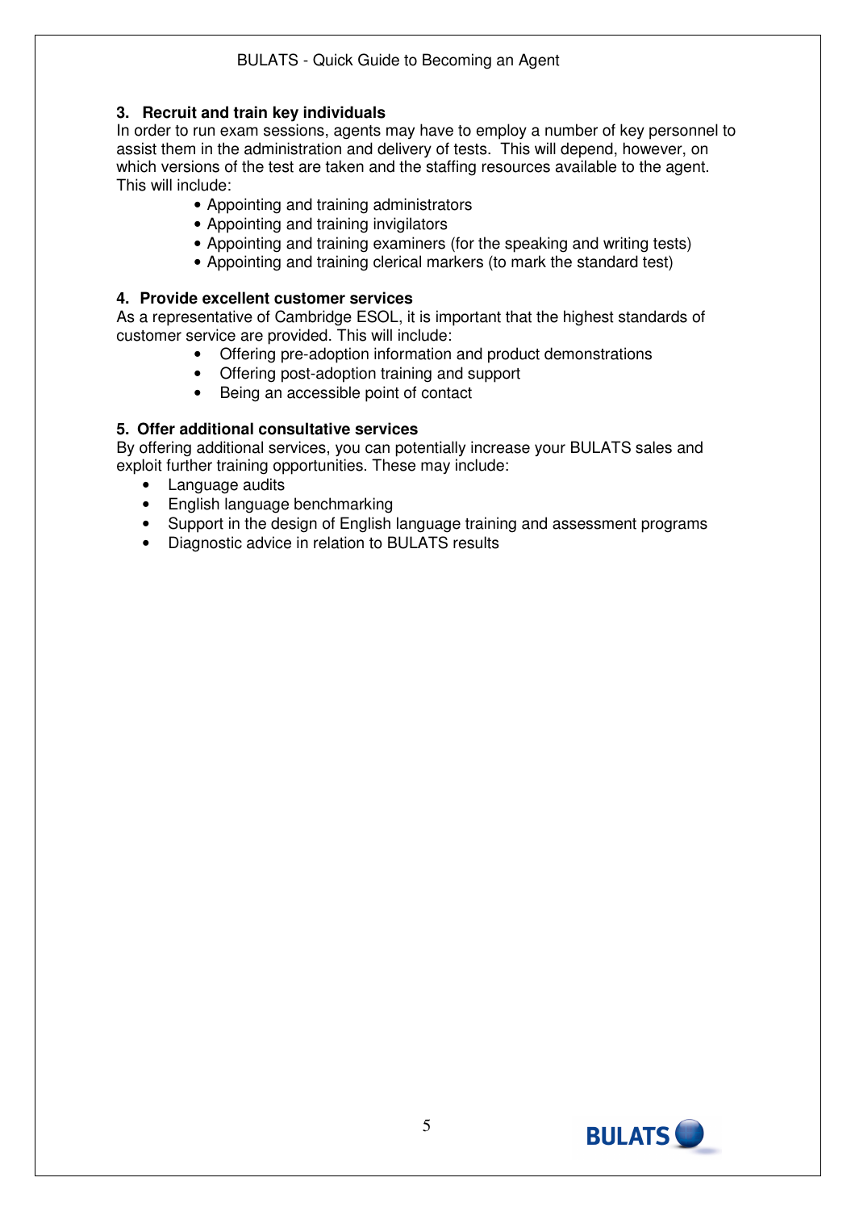### 3. Recruit and train key individuals

In order to run exam sessions, agents may have to employ a number of key personnel to assist them in the administration and delivery of tests. This will depend, however, on which versions of the test are taken and the staffing resources available to the agent. This will include:

- Appointing and training administrators
- Appointing and training invigilators
- Appointing and training examiners (for the speaking and writing tests)
- Appointing and training clerical markers (to mark the standard test)

### 4. Provide excellent customer services

As a representative of Cambridge ESOL, it is important that the highest standards of customer service are provided. This will include:

- Offering pre-adoption information and product demonstrations
- Offering post-adoption training and support
- Being an accessible point of contact

### 5. Offer additional consultative services

By offering additional services, you can potentially increase your BULATS sales and exploit further training opportunities. These may include:

- Language audits
- English language benchmarking
- Support in the design of English language training and assessment programs
- Diagnostic advice in relation to BULATS results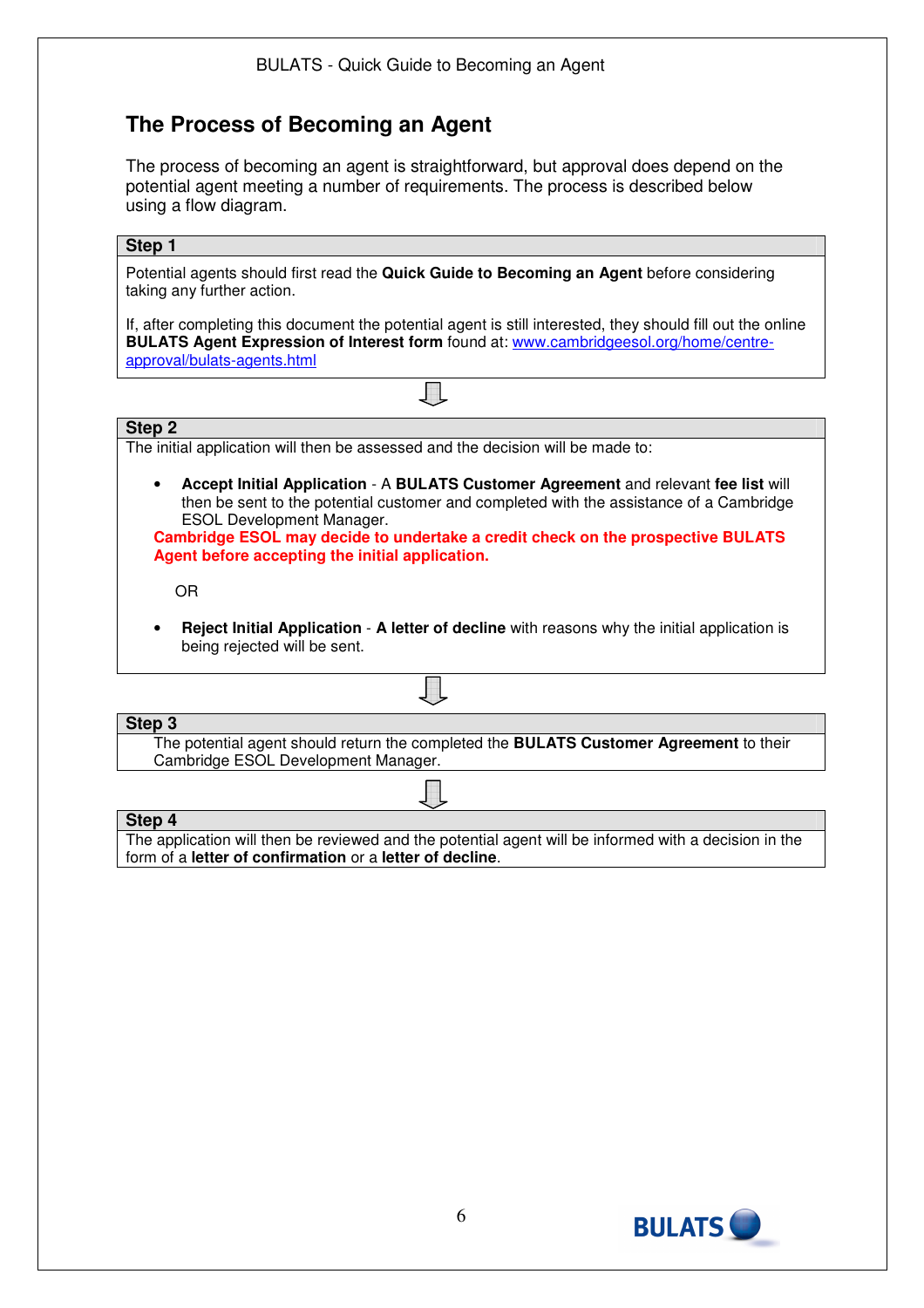## The Process of Becoming an Agent

The process of becoming an agent is straightforward, but approval does depend on the potential agent meeting a number of requirements. The process is described below using a flow diagram.

**Step 1**

Potential agents should first read the **Quick Guide to Becoming an Agent** before considering taking any further action.

If, after completing this document the potential agent is still interested, they should fill out the online **BULATS Agent Expression of Interest form** found at: www.cambridgeesol.org/home/centre-approval/bulats-agents.html

⇩

**Step 2**

The initial application will then be assessed and the decision will be made to:

- **Accept Initial Application** - A **BULATS Customer Agreement** and relevant **fee list** will then be sent to the potential customer and completed with the assistance of a Cambridge ESOL Development Manager.

**Cambridge ESOL may decide to undertake a credit check on the prospective BULATS Agent before accepting the initial application.**

OR

- **Reject Initial Application** - **A letter of decline** with reasons why the initial application is being rejected will be sent.

⇩

**Step 3**

The potential agent should return the completed the **BULATS Customer Agreement** to their Cambridge ESOL Development Manager.

⇩

**Step 4**

The application will then be reviewed and the potential agent will be informed with a decision in the form of a **letter of confirmation** or a **letter of decline**.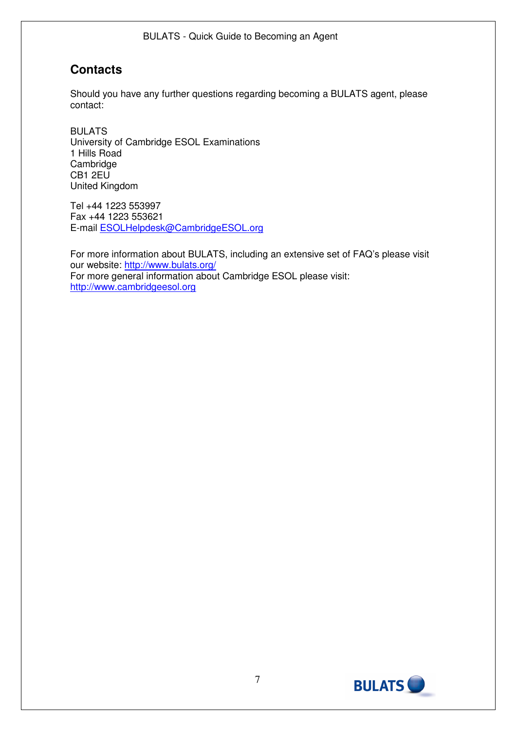## Contacts

Should you have any further questions regarding becoming a BULATS agent, please contact:

BULATS  
University of Cambridge ESOL Examinations  
1 Hills Road  
Cambridge  
CB1 2EU  
United Kingdom

Tel +44 1223 553997  
Fax +44 1223 553621  
E-mail ESOLHelpdesk@CambridgeESOL.org

For more information about BULATS, including an extensive set of FAQ's please visit our website: http://www.bulats.org/  
For more general information about Cambridge ESOL please visit: http://www.cambridgeesol.org